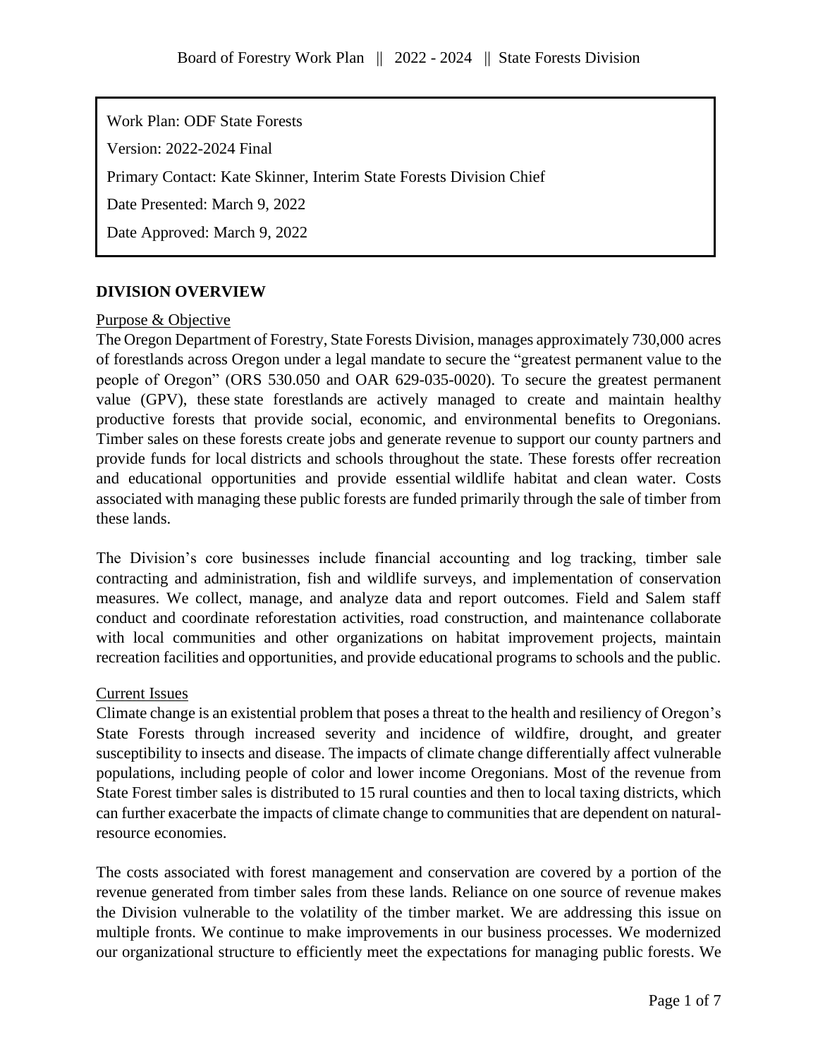Work Plan: ODF State Forests

Version: 2022-2024 Final

Primary Contact: Kate Skinner, Interim State Forests Division Chief

Date Presented: March 9, 2022

Date Approved: March 9, 2022

## DIVISION OVERVIEW

### Purpose & Objective

The Oregon Department of Forestry, State Forests Division, manages approximately 730,000 acres of forestlands across Oregon under a legal mandate to secure the "greatest permanent value to the people of Oregon" (ORS 530.050 and OAR 629-035-0020). To secure the greatest permanent value (GPV), these state forestlands are actively managed to create and maintain healthy productive forests that provide social, economic, and environmental benefits to Oregonians. Timber sales on these forests create jobs and generate revenue to support our county partners and provide funds for local districts and schools throughout the state. These forests offer recreation and educational opportunities and provide essential wildlife habitat and clean water. Costs associated with managing these public forests are funded primarily through the sale of timber from these lands.

The Division's core businesses include financial accounting and log tracking, timber sale contracting and administration, fish and wildlife surveys, and implementation of conservation measures. We collect, manage, and analyze data and report outcomes. Field and Salem staff conduct and coordinate reforestation activities, road construction, and maintenance collaborate with local communities and other organizations on habitat improvement projects, maintain recreation facilities and opportunities, and provide educational programs to schools and the public.

### Current Issues

Climate change is an existential problem that poses a threat to the health and resiliency of Oregon's State Forests through increased severity and incidence of wildfire, drought, and greater susceptibility to insects and disease. The impacts of climate change differentially affect vulnerable populations, including people of color and lower income Oregonians. Most of the revenue from State Forest timber sales is distributed to 15 rural counties and then to local taxing districts, which can further exacerbate the impacts of climate change to communities that are dependent on natural-resource economies.

The costs associated with forest management and conservation are covered by a portion of the revenue generated from timber sales from these lands. Reliance on one source of revenue makes the Division vulnerable to the volatility of the timber market. We are addressing this issue on multiple fronts. We continue to make improvements in our business processes. We modernized our organizational structure to efficiently meet the expectations for managing public forests. We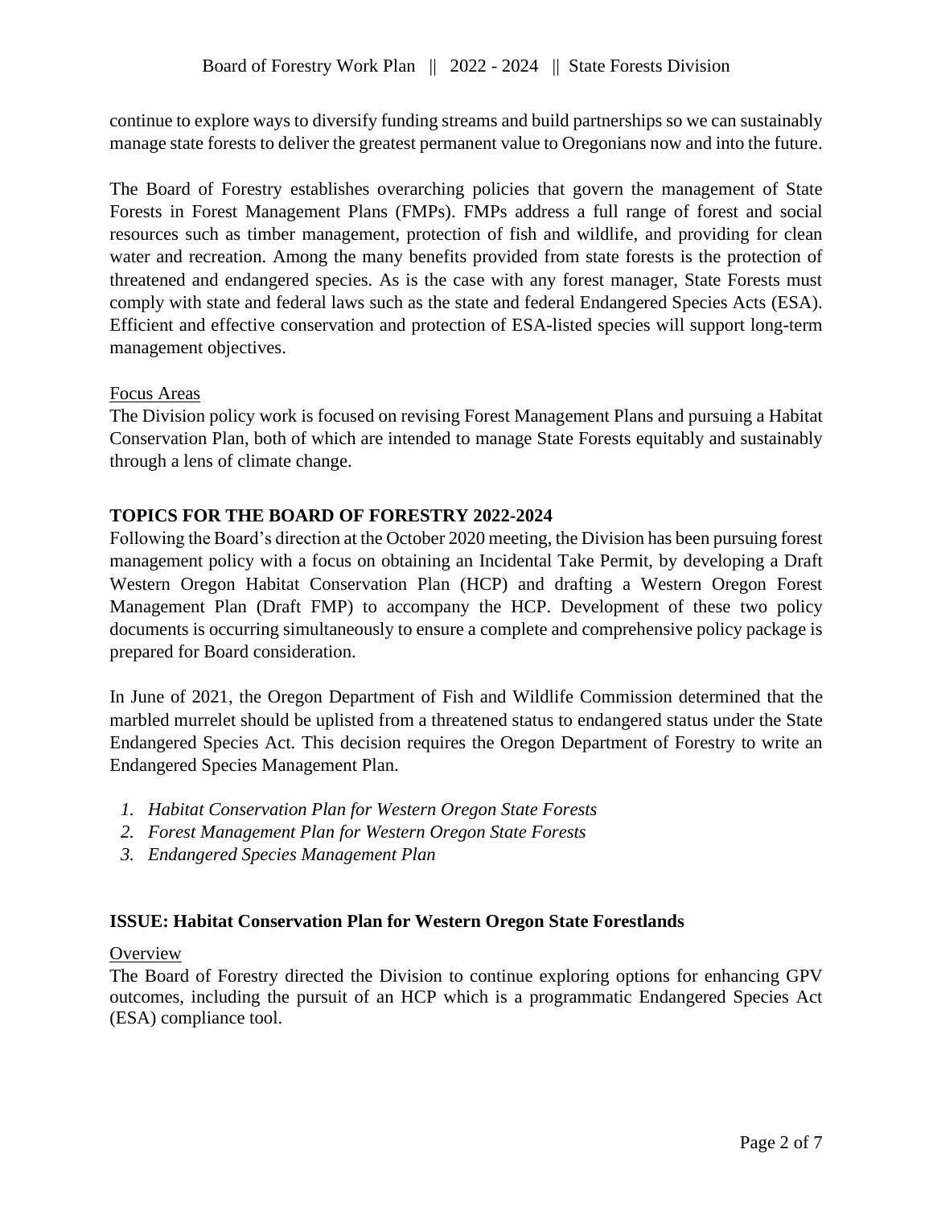continue to explore ways to diversify funding streams and build partnerships so we can sustainably manage state forests to deliver the greatest permanent value to Oregonians now and into the future.

The Board of Forestry establishes overarching policies that govern the management of State Forests in Forest Management Plans (FMPs). FMPs address a full range of forest and social resources such as timber management, protection of fish and wildlife, and providing for clean water and recreation. Among the many benefits provided from state forests is the protection of threatened and endangered species. As is the case with any forest manager, State Forests must comply with state and federal laws such as the state and federal Endangered Species Acts (ESA). Efficient and effective conservation and protection of ESA-listed species will support long-term management objectives.

Focus Areas

The Division policy work is focused on revising Forest Management Plans and pursuing a Habitat Conservation Plan, both of which are intended to manage State Forests equitably and sustainably through a lens of climate change.

## TOPICS FOR THE BOARD OF FORESTRY 2022-2024

Following the Board's direction at the October 2020 meeting, the Division has been pursuing forest management policy with a focus on obtaining an Incidental Take Permit, by developing a Draft Western Oregon Habitat Conservation Plan (HCP) and drafting a Western Oregon Forest Management Plan (Draft FMP) to accompany the HCP. Development of these two policy documents is occurring simultaneously to ensure a complete and comprehensive policy package is prepared for Board consideration.

In June of 2021, the Oregon Department of Fish and Wildlife Commission determined that the marbled murrelet should be uplisted from a threatened status to endangered status under the State Endangered Species Act. This decision requires the Oregon Department of Forestry to write an Endangered Species Management Plan.

1. *Habitat Conservation Plan for Western Oregon State Forests*
2. *Forest Management Plan for Western Oregon State Forests*
3. *Endangered Species Management Plan*

## ISSUE: Habitat Conservation Plan for Western Oregon State Forestlands

Overview

The Board of Forestry directed the Division to continue exploring options for enhancing GPV outcomes, including the pursuit of an HCP which is a programmatic Endangered Species Act (ESA) compliance tool.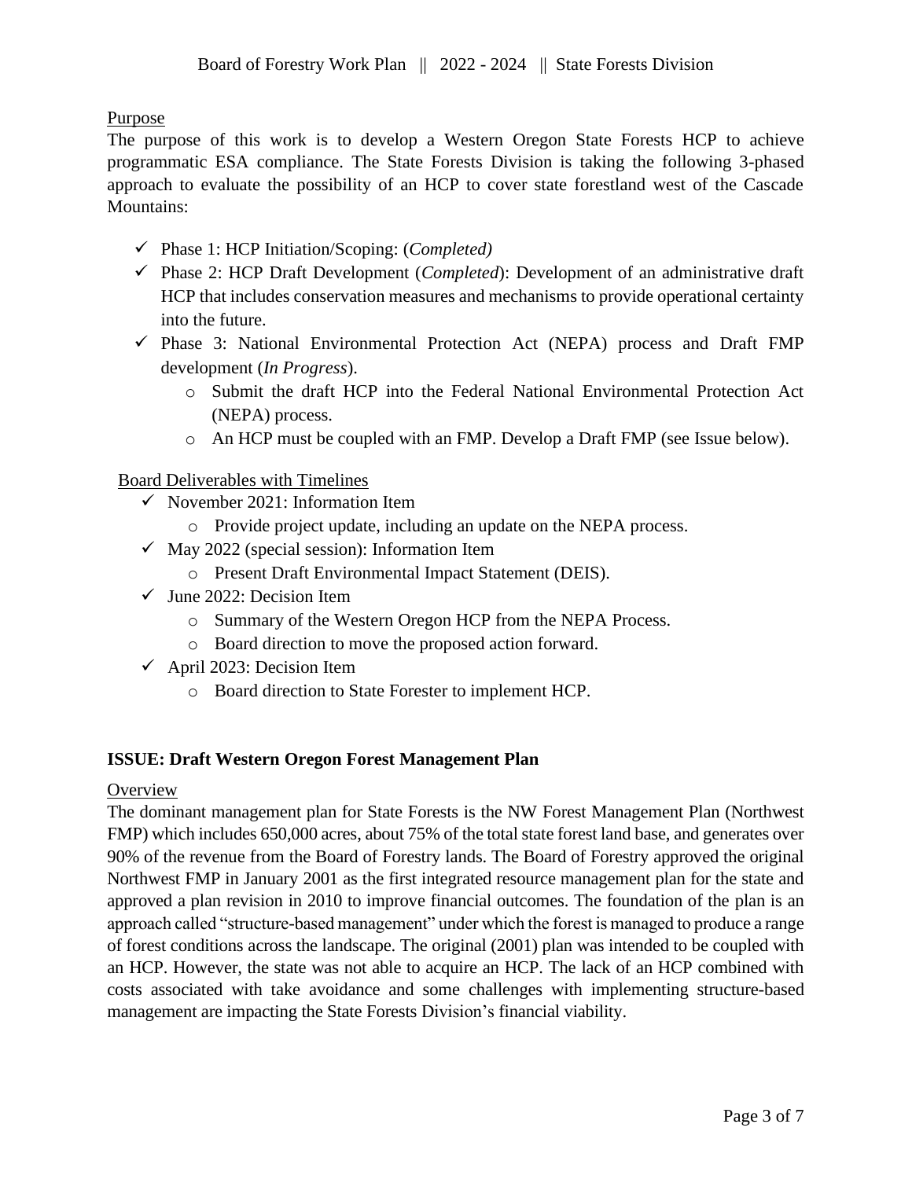Purpose

The purpose of this work is to develop a Western Oregon State Forests HCP to achieve programmatic ESA compliance. The State Forests Division is taking the following 3-phased approach to evaluate the possibility of an HCP to cover state forestland west of the Cascade Mountains:

- ✓ Phase 1: HCP Initiation/Scoping: (*Completed)*
- ✓ Phase 2: HCP Draft Development (*Completed*): Development of an administrative draft HCP that includes conservation measures and mechanisms to provide operational certainty into the future.
- ✓ Phase 3: National Environmental Protection Act (NEPA) process and Draft FMP development (*In Progress*).
  - Submit the draft HCP into the Federal National Environmental Protection Act (NEPA) process.
  - An HCP must be coupled with an FMP. Develop a Draft FMP (see Issue below).

Board Deliverables with Timelines

- ✓ November 2021: Information Item
  - Provide project update, including an update on the NEPA process.
- ✓ May 2022 (special session): Information Item
  - Present Draft Environmental Impact Statement (DEIS).
- ✓ June 2022: Decision Item
  - Summary of the Western Oregon HCP from the NEPA Process.
  - Board direction to move the proposed action forward.
- ✓ April 2023: Decision Item
  - Board direction to State Forester to implement HCP.

**ISSUE: Draft Western Oregon Forest Management Plan**

Overview

The dominant management plan for State Forests is the NW Forest Management Plan (Northwest FMP) which includes 650,000 acres, about 75% of the total state forest land base, and generates over 90% of the revenue from the Board of Forestry lands. The Board of Forestry approved the original Northwest FMP in January 2001 as the first integrated resource management plan for the state and approved a plan revision in 2010 to improve financial outcomes. The foundation of the plan is an approach called "structure-based management" under which the forest is managed to produce a range of forest conditions across the landscape. The original (2001) plan was intended to be coupled with an HCP. However, the state was not able to acquire an HCP. The lack of an HCP combined with costs associated with take avoidance and some challenges with implementing structure-based management are impacting the State Forests Division's financial viability.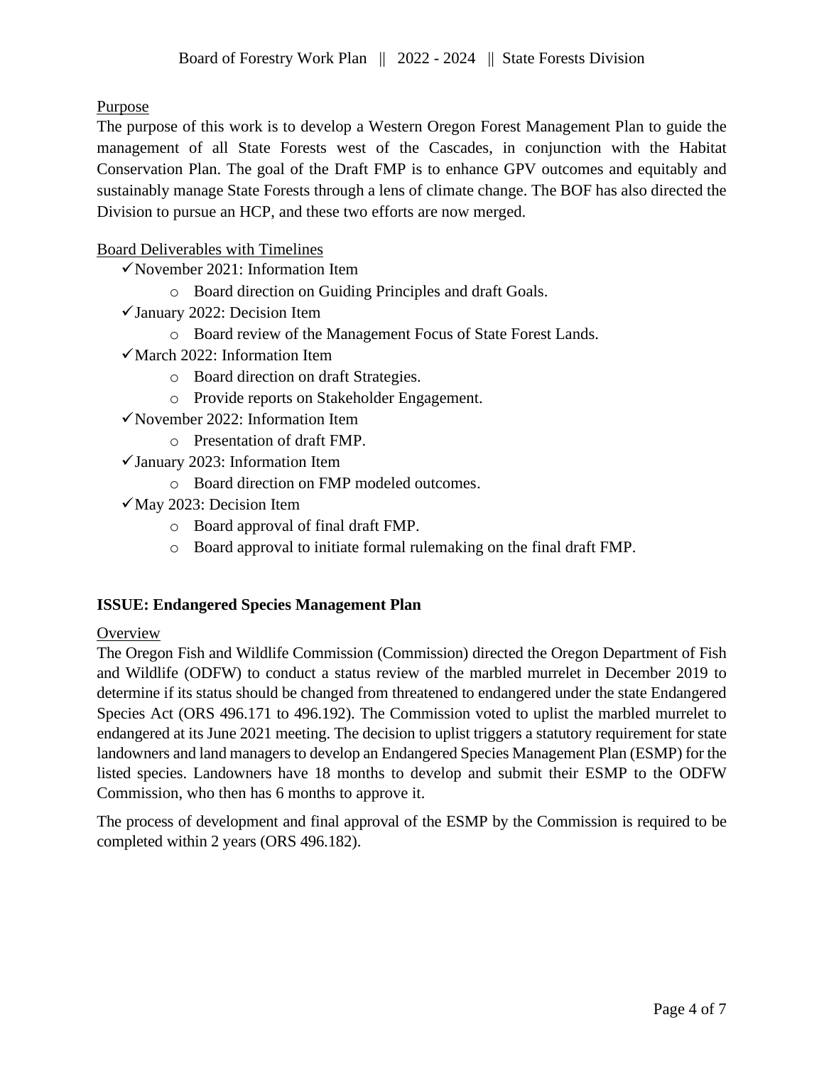Purpose

The purpose of this work is to develop a Western Oregon Forest Management Plan to guide the management of all State Forests west of the Cascades, in conjunction with the Habitat Conservation Plan. The goal of the Draft FMP is to enhance GPV outcomes and equitably and sustainably manage State Forests through a lens of climate change. The BOF has also directed the Division to pursue an HCP, and these two efforts are now merged.

Board Deliverables with Timelines

- ✓November 2021: Information Item
  - Board direction on Guiding Principles and draft Goals.
- ✓January 2022: Decision Item
  - Board review of the Management Focus of State Forest Lands.
- ✓March 2022: Information Item
  - Board direction on draft Strategies.
  - Provide reports on Stakeholder Engagement.
- ✓November 2022: Information Item
  - Presentation of draft FMP.
- ✓January 2023: Information Item
  - Board direction on FMP modeled outcomes.
- ✓May 2023: Decision Item
  - Board approval of final draft FMP.
  - Board approval to initiate formal rulemaking on the final draft FMP.

## ISSUE: Endangered Species Management Plan

Overview

The Oregon Fish and Wildlife Commission (Commission) directed the Oregon Department of Fish and Wildlife (ODFW) to conduct a status review of the marbled murrelet in December 2019 to determine if its status should be changed from threatened to endangered under the state Endangered Species Act (ORS 496.171 to 496.192). The Commission voted to uplist the marbled murrelet to endangered at its June 2021 meeting. The decision to uplist triggers a statutory requirement for state landowners and land managers to develop an Endangered Species Management Plan (ESMP) for the listed species. Landowners have 18 months to develop and submit their ESMP to the ODFW Commission, who then has 6 months to approve it.

The process of development and final approval of the ESMP by the Commission is required to be completed within 2 years (ORS 496.182).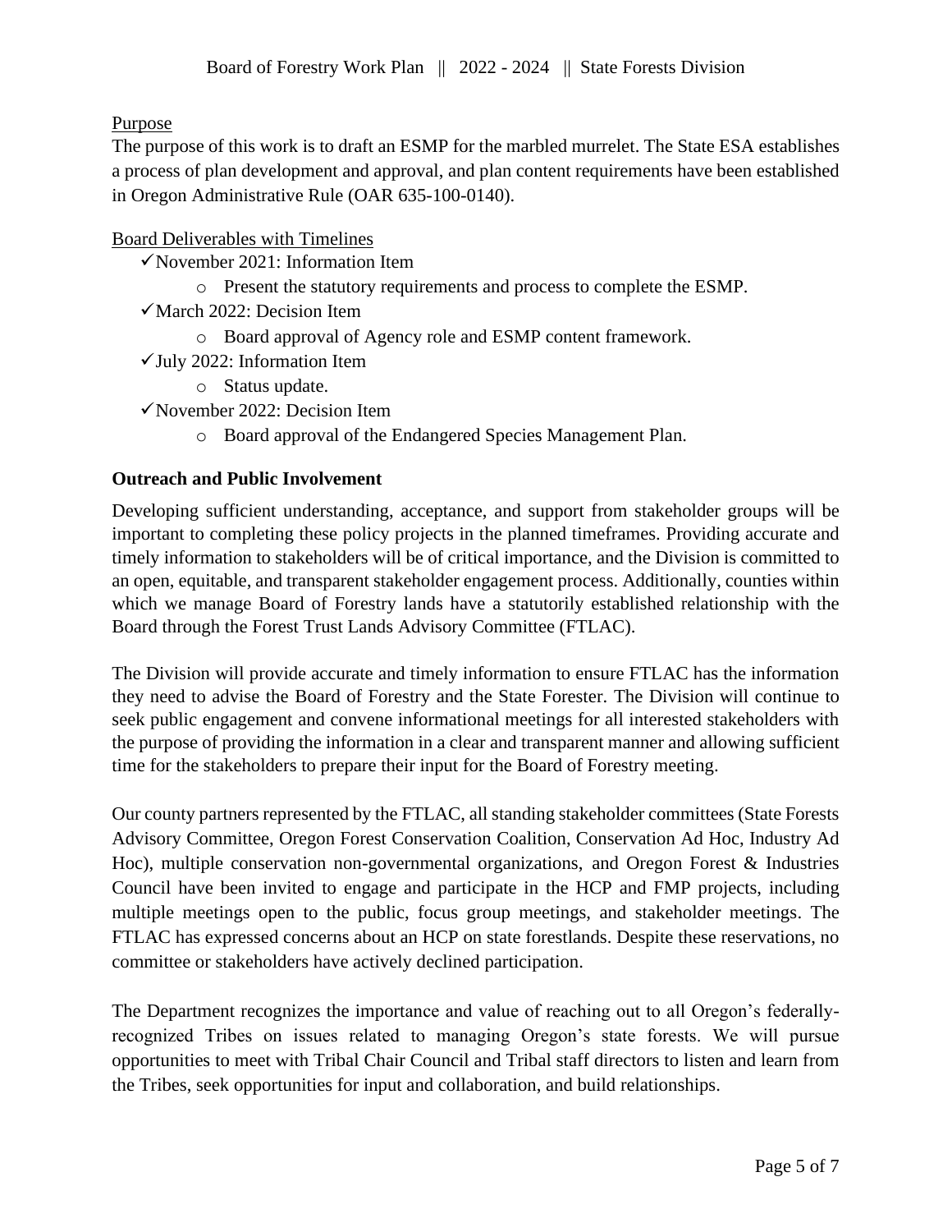Purpose

The purpose of this work is to draft an ESMP for the marbled murrelet. The State ESA establishes a process of plan development and approval, and plan content requirements have been established in Oregon Administrative Rule (OAR 635-100-0140).

Board Deliverables with Timelines

- ✓November 2021: Information Item
  - Present the statutory requirements and process to complete the ESMP.
- ✓March 2022: Decision Item
  - Board approval of Agency role and ESMP content framework.
- ✓July 2022: Information Item
  - Status update.
- ✓November 2022: Decision Item
  - Board approval of the Endangered Species Management Plan.

**Outreach and Public Involvement**

Developing sufficient understanding, acceptance, and support from stakeholder groups will be important to completing these policy projects in the planned timeframes. Providing accurate and timely information to stakeholders will be of critical importance, and the Division is committed to an open, equitable, and transparent stakeholder engagement process. Additionally, counties within which we manage Board of Forestry lands have a statutorily established relationship with the Board through the Forest Trust Lands Advisory Committee (FTLAC).

The Division will provide accurate and timely information to ensure FTLAC has the information they need to advise the Board of Forestry and the State Forester. The Division will continue to seek public engagement and convene informational meetings for all interested stakeholders with the purpose of providing the information in a clear and transparent manner and allowing sufficient time for the stakeholders to prepare their input for the Board of Forestry meeting.

Our county partners represented by the FTLAC, all standing stakeholder committees (State Forests Advisory Committee, Oregon Forest Conservation Coalition, Conservation Ad Hoc, Industry Ad Hoc), multiple conservation non-governmental organizations, and Oregon Forest & Industries Council have been invited to engage and participate in the HCP and FMP projects, including multiple meetings open to the public, focus group meetings, and stakeholder meetings. The FTLAC has expressed concerns about an HCP on state forestlands. Despite these reservations, no committee or stakeholders have actively declined participation.

The Department recognizes the importance and value of reaching out to all Oregon's federally-recognized Tribes on issues related to managing Oregon's state forests. We will pursue opportunities to meet with Tribal Chair Council and Tribal staff directors to listen and learn from the Tribes, seek opportunities for input and collaboration, and build relationships.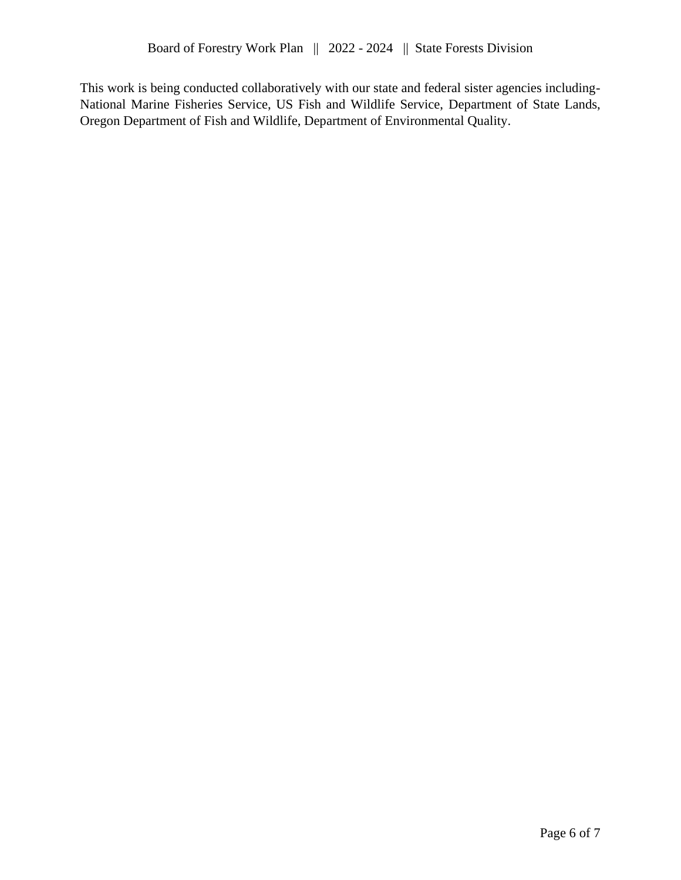This work is being conducted collaboratively with our state and federal sister agencies including- National Marine Fisheries Service, US Fish and Wildlife Service, Department of State Lands, Oregon Department of Fish and Wildlife, Department of Environmental Quality.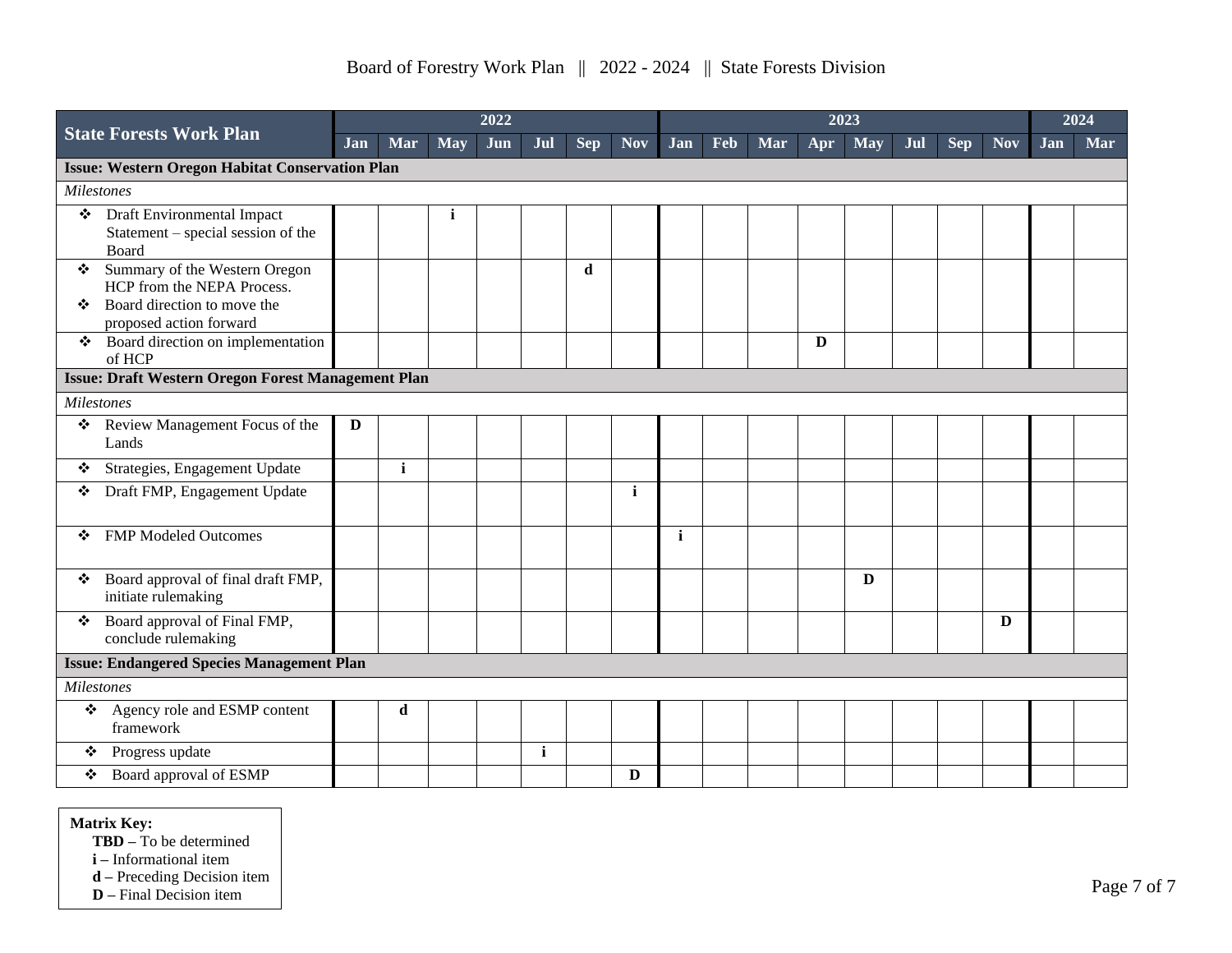| State Forests Work Plan | 2022 | | | | | | | 2023 | | | | | | | | | 2024 | |
|---|---|---|---|---|---|---|---|---|---|---|---|---|---|---|---|---|---|---|
| | Jan | Mar | May | Jun | Jul | Sep | Nov | Jan | Feb | Mar | Apr | May | Jul | Sep | Nov | Jan | Mar |
| **Issue: Western Oregon Habitat Conservation Plan** | | | | | | | | | | | | | | | | | |
| *Milestones* | | | | | | | | | | | | | | | | | |
| ❖ Draft Environmental Impact Statement – special session of the Board | | | i | | | | | | | | | | | | | | |
| ❖ Summary of the Western Oregon HCP from the NEPA Process. ❖ Board direction to move the proposed action forward | | | | | | d | | | | | | | | | | | |
| ❖ Board direction on implementation of HCP | | | | | | | | | | | D | | | | | | |
| **Issue: Draft Western Oregon Forest Management Plan** | | | | | | | | | | | | | | | | | |
| *Milestones* | | | | | | | | | | | | | | | | | |
| ❖ Review Management Focus of the Lands | D | | | | | | | | | | | | | | | | |
| ❖ Strategies, Engagement Update | | i | | | | | | | | | | | | | | | |
| ❖ Draft FMP, Engagement Update | | | | | | | i | | | | | | | | | | |
| ❖ FMP Modeled Outcomes | | | | | | | | i | | | | | | | | | |
| ❖ Board approval of final draft FMP, initiate rulemaking | | | | | | | | | | | | D | | | | | |
| ❖ Board approval of Final FMP, conclude rulemaking | | | | | | | | | | | | | | | D | | |
| **Issue: Endangered Species Management Plan** | | | | | | | | | | | | | | | | | |
| *Milestones* | | | | | | | | | | | | | | | | | |
| ❖ Agency role and ESMP content framework | | d | | | | | | | | | | | | | | | |
| ❖ Progress update | | | | | i | | | | | | | | | | | | |
| ❖ Board approval of ESMP | | | | | | | D | | | | | | | | | | |

**Matrix Key:**
- **TBD –** To be determined
- **i –** Informational item
- **d –** Preceding Decision item
- **D –** Final Decision item